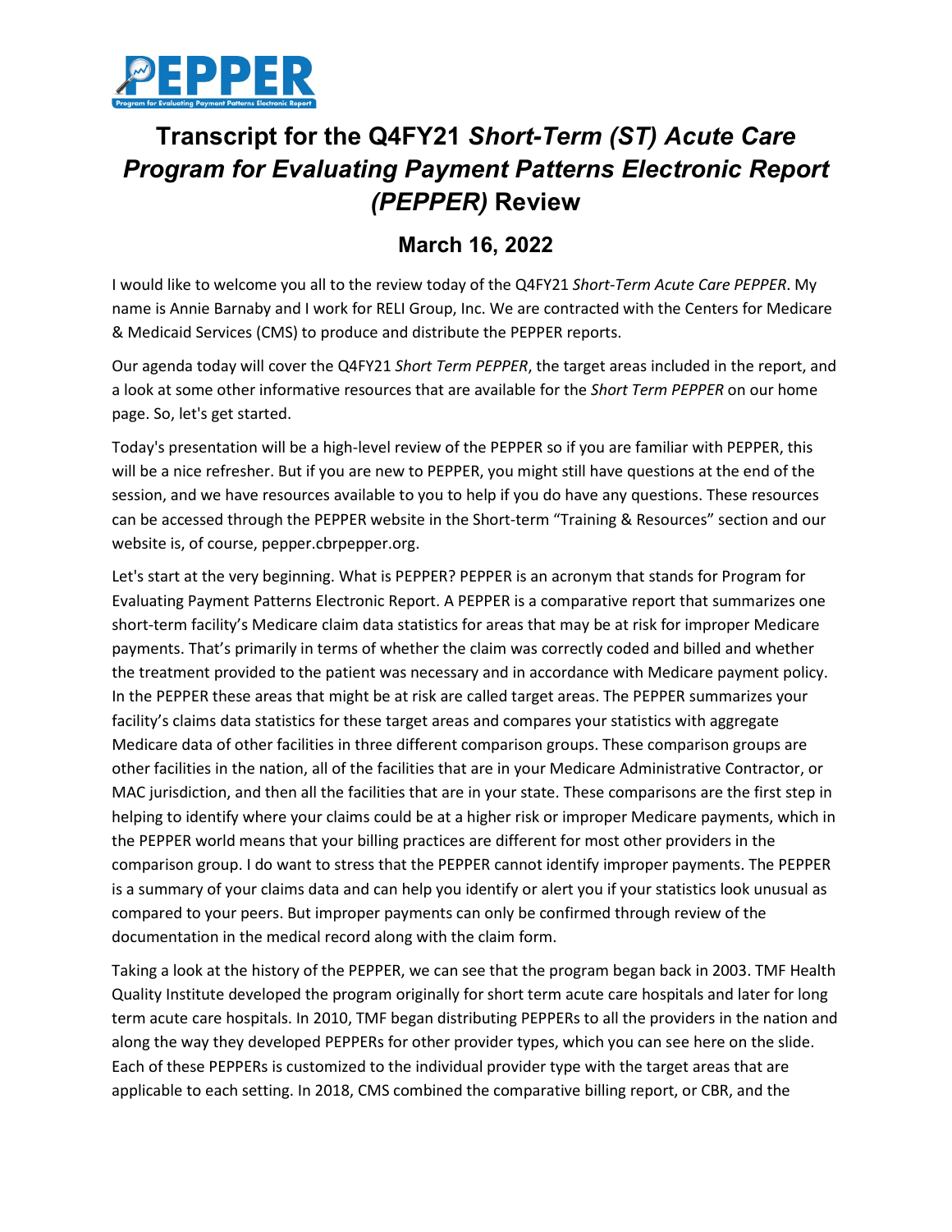# Transcript for the Q4FY21 *Short-Term (ST) Acute Care Program for Evaluating Payment Patterns Electronic Report (PEPPER)* Review

## March 16, 2022

I would like to welcome you all to the review today of the Q4FY21 *Short-Term Acute Care PEPPER*. My name is Annie Barnaby and I work for RELI Group, Inc. We are contracted with the Centers for Medicare & Medicaid Services (CMS) to produce and distribute the PEPPER reports.

Our agenda today will cover the Q4FY21 *Short Term PEPPER*, the target areas included in the report, and a look at some other informative resources that are available for the *Short Term PEPPER* on our home page. So, let's get started.

Today's presentation will be a high-level review of the PEPPER so if you are familiar with PEPPER, this will be a nice refresher. But if you are new to PEPPER, you might still have questions at the end of the session, and we have resources available to you to help if you do have any questions. These resources can be accessed through the PEPPER website in the Short-term "Training & Resources" section and our website is, of course, pepper.cbrpepper.org.

Let's start at the very beginning. What is PEPPER? PEPPER is an acronym that stands for Program for Evaluating Payment Patterns Electronic Report. A PEPPER is a comparative report that summarizes one short-term facility's Medicare claim data statistics for areas that may be at risk for improper Medicare payments. That's primarily in terms of whether the claim was correctly coded and billed and whether the treatment provided to the patient was necessary and in accordance with Medicare payment policy. In the PEPPER these areas that might be at risk are called target areas. The PEPPER summarizes your facility's claims data statistics for these target areas and compares your statistics with aggregate Medicare data of other facilities in three different comparison groups. These comparison groups are other facilities in the nation, all of the facilities that are in your Medicare Administrative Contractor, or MAC jurisdiction, and then all the facilities that are in your state. These comparisons are the first step in helping to identify where your claims could be at a higher risk or improper Medicare payments, which in the PEPPER world means that your billing practices are different for most other providers in the comparison group. I do want to stress that the PEPPER cannot identify improper payments. The PEPPER is a summary of your claims data and can help you identify or alert you if your statistics look unusual as compared to your peers. But improper payments can only be confirmed through review of the documentation in the medical record along with the claim form.

Taking a look at the history of the PEPPER, we can see that the program began back in 2003. TMF Health Quality Institute developed the program originally for short term acute care hospitals and later for long term acute care hospitals. In 2010, TMF began distributing PEPPERs to all the providers in the nation and along the way they developed PEPPERs for other provider types, which you can see here on the slide. Each of these PEPPERs is customized to the individual provider type with the target areas that are applicable to each setting. In 2018, CMS combined the comparative billing report, or CBR, and the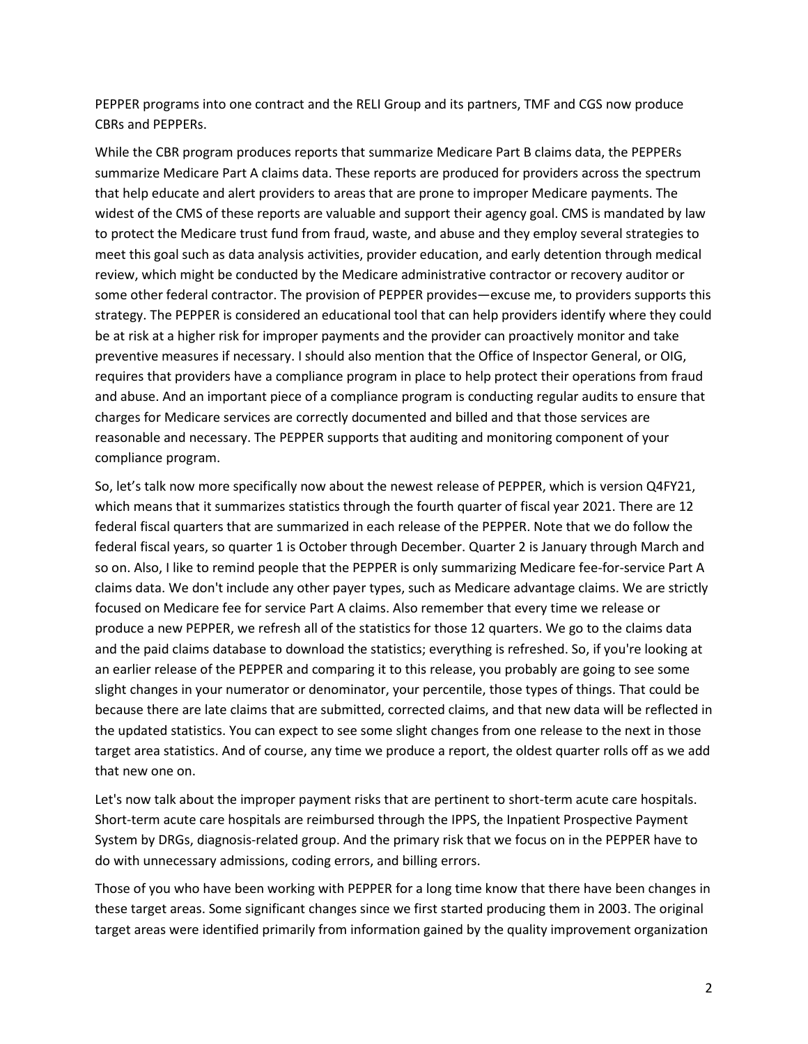PEPPER programs into one contract and the RELI Group and its partners, TMF and CGS now produce CBRs and PEPPERs.

While the CBR program produces reports that summarize Medicare Part B claims data, the PEPPERs summarize Medicare Part A claims data. These reports are produced for providers across the spectrum that help educate and alert providers to areas that are prone to improper Medicare payments. The widest of the CMS of these reports are valuable and support their agency goal. CMS is mandated by law to protect the Medicare trust fund from fraud, waste, and abuse and they employ several strategies to meet this goal such as data analysis activities, provider education, and early detention through medical review, which might be conducted by the Medicare administrative contractor or recovery auditor or some other federal contractor. The provision of PEPPER provides—excuse me, to providers supports this strategy. The PEPPER is considered an educational tool that can help providers identify where they could be at risk at a higher risk for improper payments and the provider can proactively monitor and take preventive measures if necessary. I should also mention that the Office of Inspector General, or OIG, requires that providers have a compliance program in place to help protect their operations from fraud and abuse. And an important piece of a compliance program is conducting regular audits to ensure that charges for Medicare services are correctly documented and billed and that those services are reasonable and necessary. The PEPPER supports that auditing and monitoring component of your compliance program.

So, let's talk now more specifically now about the newest release of PEPPER, which is version Q4FY21, which means that it summarizes statistics through the fourth quarter of fiscal year 2021. There are 12 federal fiscal quarters that are summarized in each release of the PEPPER. Note that we do follow the federal fiscal years, so quarter 1 is October through December. Quarter 2 is January through March and so on. Also, I like to remind people that the PEPPER is only summarizing Medicare fee-for-service Part A claims data. We don't include any other payer types, such as Medicare advantage claims. We are strictly focused on Medicare fee for service Part A claims. Also remember that every time we release or produce a new PEPPER, we refresh all of the statistics for those 12 quarters. We go to the claims data and the paid claims database to download the statistics; everything is refreshed. So, if you're looking at an earlier release of the PEPPER and comparing it to this release, you probably are going to see some slight changes in your numerator or denominator, your percentile, those types of things. That could be because there are late claims that are submitted, corrected claims, and that new data will be reflected in the updated statistics. You can expect to see some slight changes from one release to the next in those target area statistics. And of course, any time we produce a report, the oldest quarter rolls off as we add that new one on.

Let's now talk about the improper payment risks that are pertinent to short-term acute care hospitals. Short-term acute care hospitals are reimbursed through the IPPS, the Inpatient Prospective Payment System by DRGs, diagnosis-related group. And the primary risk that we focus on in the PEPPER have to do with unnecessary admissions, coding errors, and billing errors.

Those of you who have been working with PEPPER for a long time know that there have been changes in these target areas. Some significant changes since we first started producing them in 2003. The original target areas were identified primarily from information gained by the quality improvement organization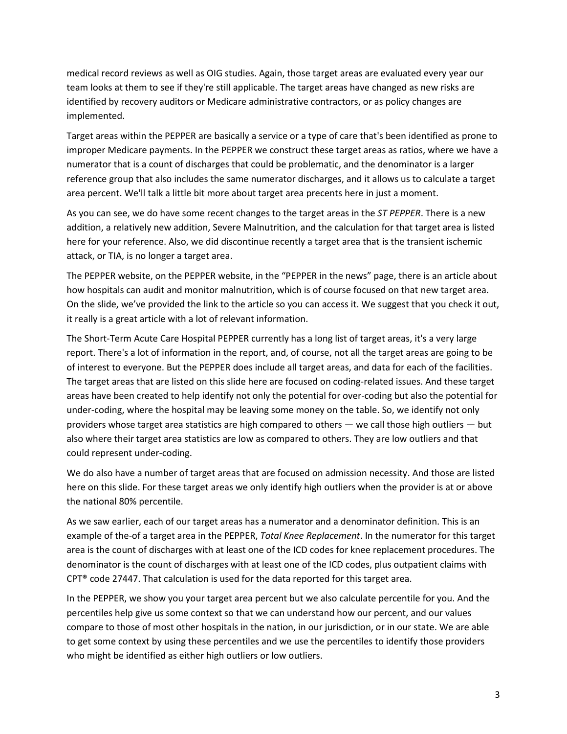medical record reviews as well as OIG studies. Again, those target areas are evaluated every year our team looks at them to see if they're still applicable. The target areas have changed as new risks are identified by recovery auditors or Medicare administrative contractors, or as policy changes are implemented.

Target areas within the PEPPER are basically a service or a type of care that's been identified as prone to improper Medicare payments. In the PEPPER we construct these target areas as ratios, where we have a numerator that is a count of discharges that could be problematic, and the denominator is a larger reference group that also includes the same numerator discharges, and it allows us to calculate a target area percent. We'll talk a little bit more about target area precents here in just a moment.

As you can see, we do have some recent changes to the target areas in the *ST PEPPER*. There is a new addition, a relatively new addition, Severe Malnutrition, and the calculation for that target area is listed here for your reference. Also, we did discontinue recently a target area that is the transient ischemic attack, or TIA, is no longer a target area.

The PEPPER website, on the PEPPER website, in the "PEPPER in the news" page, there is an article about how hospitals can audit and monitor malnutrition, which is of course focused on that new target area. On the slide, we've provided the link to the article so you can access it. We suggest that you check it out, it really is a great article with a lot of relevant information.

The Short-Term Acute Care Hospital PEPPER currently has a long list of target areas, it's a very large report. There's a lot of information in the report, and, of course, not all the target areas are going to be of interest to everyone. But the PEPPER does include all target areas, and data for each of the facilities. The target areas that are listed on this slide here are focused on coding-related issues. And these target areas have been created to help identify not only the potential for over-coding but also the potential for under-coding, where the hospital may be leaving some money on the table. So, we identify not only providers whose target area statistics are high compared to others — we call those high outliers — but also where their target area statistics are low as compared to others. They are low outliers and that could represent under-coding.

We do also have a number of target areas that are focused on admission necessity. And those are listed here on this slide. For these target areas we only identify high outliers when the provider is at or above the national 80% percentile.

As we saw earlier, each of our target areas has a numerator and a denominator definition. This is an example of the-of a target area in the PEPPER, *Total Knee Replacement*. In the numerator for this target area is the count of discharges with at least one of the ICD codes for knee replacement procedures. The denominator is the count of discharges with at least one of the ICD codes, plus outpatient claims with CPT® code 27447. That calculation is used for the data reported for this target area.

In the PEPPER, we show you your target area percent but we also calculate percentile for you. And the percentiles help give us some context so that we can understand how our percent, and our values compare to those of most other hospitals in the nation, in our jurisdiction, or in our state. We are able to get some context by using these percentiles and we use the percentiles to identify those providers who might be identified as either high outliers or low outliers.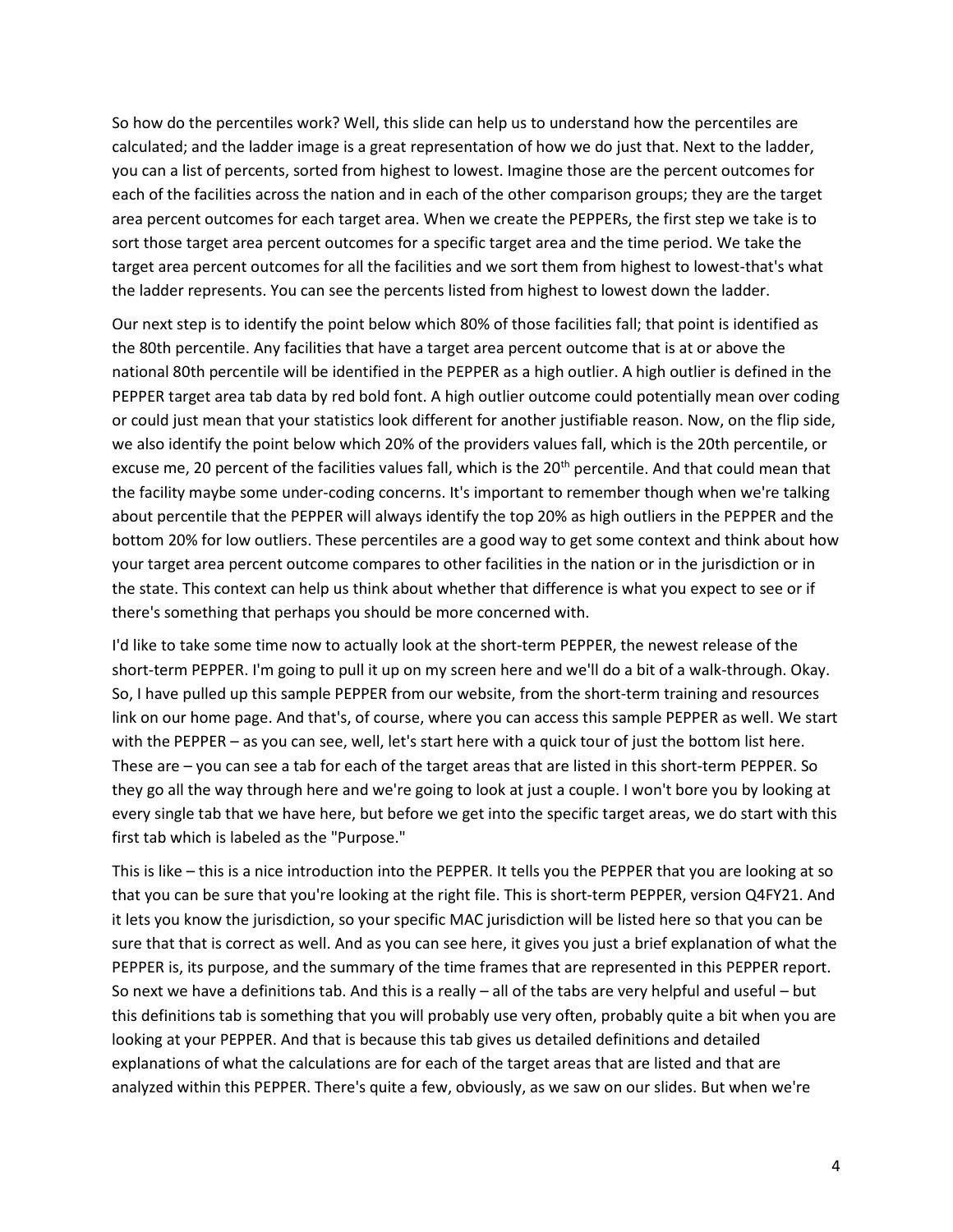So how do the percentiles work? Well, this slide can help us to understand how the percentiles are calculated; and the ladder image is a great representation of how we do just that. Next to the ladder, you can a list of percents, sorted from highest to lowest. Imagine those are the percent outcomes for each of the facilities across the nation and in each of the other comparison groups; they are the target area percent outcomes for each target area. When we create the PEPPERs, the first step we take is to sort those target area percent outcomes for a specific target area and the time period. We take the target area percent outcomes for all the facilities and we sort them from highest to lowest-that's what the ladder represents. You can see the percents listed from highest to lowest down the ladder.

Our next step is to identify the point below which 80% of those facilities fall; that point is identified as the 80th percentile. Any facilities that have a target area percent outcome that is at or above the national 80th percentile will be identified in the PEPPER as a high outlier. A high outlier is defined in the PEPPER target area tab data by red bold font. A high outlier outcome could potentially mean over coding or could just mean that your statistics look different for another justifiable reason. Now, on the flip side, we also identify the point below which 20% of the providers values fall, which is the 20th percentile, or excuse me, 20 percent of the facilities values fall, which is the 20th percentile. And that could mean that the facility maybe some under-coding concerns. It's important to remember though when we're talking about percentile that the PEPPER will always identify the top 20% as high outliers in the PEPPER and the bottom 20% for low outliers. These percentiles are a good way to get some context and think about how your target area percent outcome compares to other facilities in the nation or in the jurisdiction or in the state. This context can help us think about whether that difference is what you expect to see or if there's something that perhaps you should be more concerned with.

I'd like to take some time now to actually look at the short-term PEPPER, the newest release of the short-term PEPPER. I'm going to pull it up on my screen here and we'll do a bit of a walk-through. Okay. So, I have pulled up this sample PEPPER from our website, from the short-term training and resources link on our home page. And that's, of course, where you can access this sample PEPPER as well. We start with the PEPPER – as you can see, well, let's start here with a quick tour of just the bottom list here. These are – you can see a tab for each of the target areas that are listed in this short-term PEPPER. So they go all the way through here and we're going to look at just a couple. I won't bore you by looking at every single tab that we have here, but before we get into the specific target areas, we do start with this first tab which is labeled as the "Purpose."

This is like – this is a nice introduction into the PEPPER. It tells you the PEPPER that you are looking at so that you can be sure that you're looking at the right file. This is short-term PEPPER, version Q4FY21. And it lets you know the jurisdiction, so your specific MAC jurisdiction will be listed here so that you can be sure that that is correct as well. And as you can see here, it gives you just a brief explanation of what the PEPPER is, its purpose, and the summary of the time frames that are represented in this PEPPER report. So next we have a definitions tab. And this is a really – all of the tabs are very helpful and useful – but this definitions tab is something that you will probably use very often, probably quite a bit when you are looking at your PEPPER. And that is because this tab gives us detailed definitions and detailed explanations of what the calculations are for each of the target areas that are listed and that are analyzed within this PEPPER. There's quite a few, obviously, as we saw on our slides. But when we're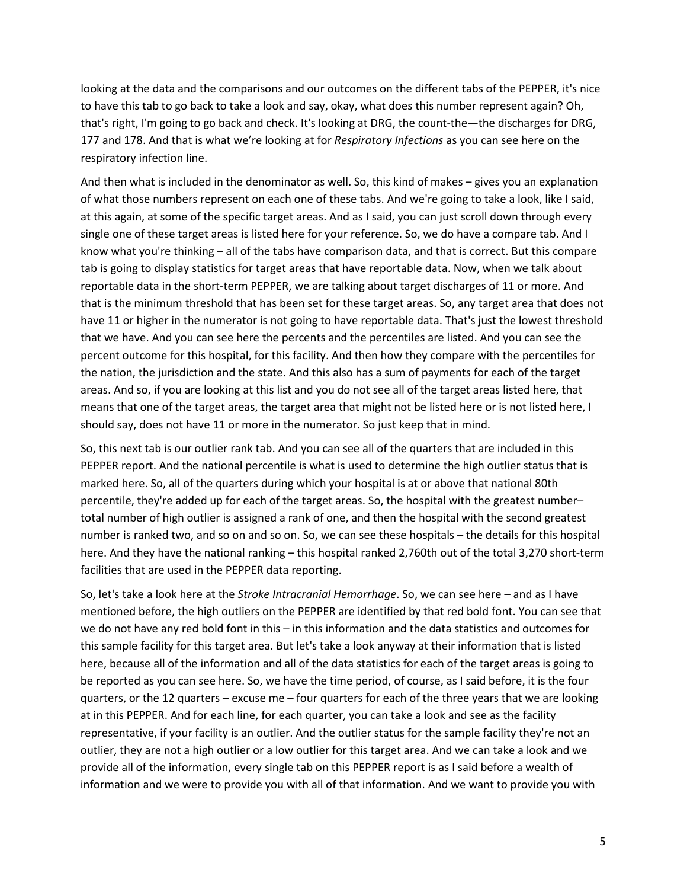looking at the data and the comparisons and our outcomes on the different tabs of the PEPPER, it's nice to have this tab to go back to take a look and say, okay, what does this number represent again? Oh, that's right, I'm going to go back and check. It's looking at DRG, the count-the—the discharges for DRG, 177 and 178. And that is what we're looking at for *Respiratory Infections* as you can see here on the respiratory infection line.

And then what is included in the denominator as well. So, this kind of makes – gives you an explanation of what those numbers represent on each one of these tabs. And we're going to take a look, like I said, at this again, at some of the specific target areas. And as I said, you can just scroll down through every single one of these target areas is listed here for your reference. So, we do have a compare tab. And I know what you're thinking – all of the tabs have comparison data, and that is correct. But this compare tab is going to display statistics for target areas that have reportable data. Now, when we talk about reportable data in the short-term PEPPER, we are talking about target discharges of 11 or more. And that is the minimum threshold that has been set for these target areas. So, any target area that does not have 11 or higher in the numerator is not going to have reportable data. That's just the lowest threshold that we have. And you can see here the percents and the percentiles are listed. And you can see the percent outcome for this hospital, for this facility. And then how they compare with the percentiles for the nation, the jurisdiction and the state. And this also has a sum of payments for each of the target areas. And so, if you are looking at this list and you do not see all of the target areas listed here, that means that one of the target areas, the target area that might not be listed here or is not listed here, I should say, does not have 11 or more in the numerator. So just keep that in mind.

So, this next tab is our outlier rank tab. And you can see all of the quarters that are included in this PEPPER report. And the national percentile is what is used to determine the high outlier status that is marked here. So, all of the quarters during which your hospital is at or above that national 80th percentile, they're added up for each of the target areas. So, the hospital with the greatest number– total number of high outlier is assigned a rank of one, and then the hospital with the second greatest number is ranked two, and so on and so on. So, we can see these hospitals – the details for this hospital here. And they have the national ranking – this hospital ranked 2,760th out of the total 3,270 short-term facilities that are used in the PEPPER data reporting.

So, let's take a look here at the *Stroke Intracranial Hemorrhage*. So, we can see here – and as I have mentioned before, the high outliers on the PEPPER are identified by that red bold font. You can see that we do not have any red bold font in this – in this information and the data statistics and outcomes for this sample facility for this target area. But let's take a look anyway at their information that is listed here, because all of the information and all of the data statistics for each of the target areas is going to be reported as you can see here. So, we have the time period, of course, as I said before, it is the four quarters, or the 12 quarters – excuse me – four quarters for each of the three years that we are looking at in this PEPPER. And for each line, for each quarter, you can take a look and see as the facility representative, if your facility is an outlier. And the outlier status for the sample facility they're not an outlier, they are not a high outlier or a low outlier for this target area. And we can take a look and we provide all of the information, every single tab on this PEPPER report is as I said before a wealth of information and we were to provide you with all of that information. And we want to provide you with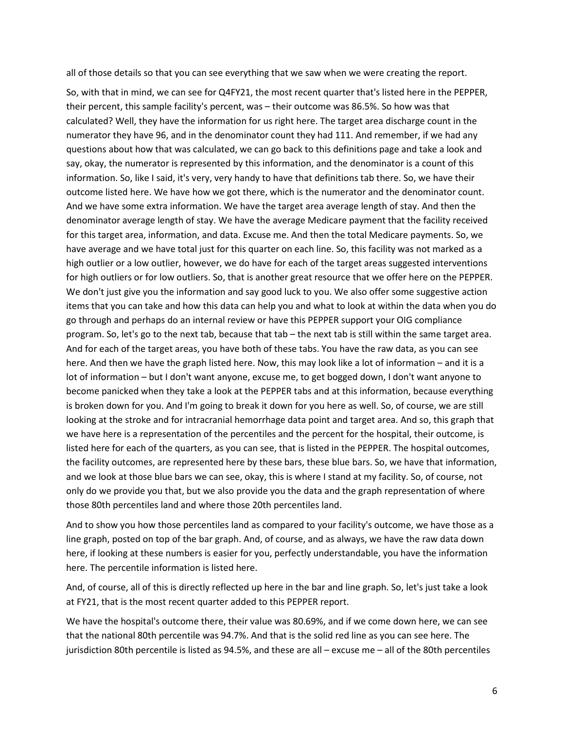all of those details so that you can see everything that we saw when we were creating the report.

So, with that in mind, we can see for Q4FY21, the most recent quarter that's listed here in the PEPPER, their percent, this sample facility's percent, was – their outcome was 86.5%. So how was that calculated? Well, they have the information for us right here. The target area discharge count in the numerator they have 96, and in the denominator count they had 111. And remember, if we had any questions about how that was calculated, we can go back to this definitions page and take a look and say, okay, the numerator is represented by this information, and the denominator is a count of this information. So, like I said, it's very, very handy to have that definitions tab there. So, we have their outcome listed here. We have how we got there, which is the numerator and the denominator count. And we have some extra information. We have the target area average length of stay. And then the denominator average length of stay. We have the average Medicare payment that the facility received for this target area, information, and data. Excuse me. And then the total Medicare payments. So, we have average and we have total just for this quarter on each line. So, this facility was not marked as a high outlier or a low outlier, however, we do have for each of the target areas suggested interventions for high outliers or for low outliers. So, that is another great resource that we offer here on the PEPPER. We don't just give you the information and say good luck to you. We also offer some suggestive action items that you can take and how this data can help you and what to look at within the data when you do go through and perhaps do an internal review or have this PEPPER support your OIG compliance program. So, let's go to the next tab, because that tab – the next tab is still within the same target area. And for each of the target areas, you have both of these tabs. You have the raw data, as you can see here. And then we have the graph listed here. Now, this may look like a lot of information – and it is a lot of information – but I don't want anyone, excuse me, to get bogged down, I don't want anyone to become panicked when they take a look at the PEPPER tabs and at this information, because everything is broken down for you. And I'm going to break it down for you here as well. So, of course, we are still looking at the stroke and for intracranial hemorrhage data point and target area. And so, this graph that we have here is a representation of the percentiles and the percent for the hospital, their outcome, is listed here for each of the quarters, as you can see, that is listed in the PEPPER. The hospital outcomes, the facility outcomes, are represented here by these bars, these blue bars. So, we have that information, and we look at those blue bars we can see, okay, this is where I stand at my facility. So, of course, not only do we provide you that, but we also provide you the data and the graph representation of where those 80th percentiles land and where those 20th percentiles land.

And to show you how those percentiles land as compared to your facility's outcome, we have those as a line graph, posted on top of the bar graph. And, of course, and as always, we have the raw data down here, if looking at these numbers is easier for you, perfectly understandable, you have the information here. The percentile information is listed here.

And, of course, all of this is directly reflected up here in the bar and line graph. So, let's just take a look at FY21, that is the most recent quarter added to this PEPPER report.

We have the hospital's outcome there, their value was 80.69%, and if we come down here, we can see that the national 80th percentile was 94.7%. And that is the solid red line as you can see here. The jurisdiction 80th percentile is listed as 94.5%, and these are all – excuse me – all of the 80th percentiles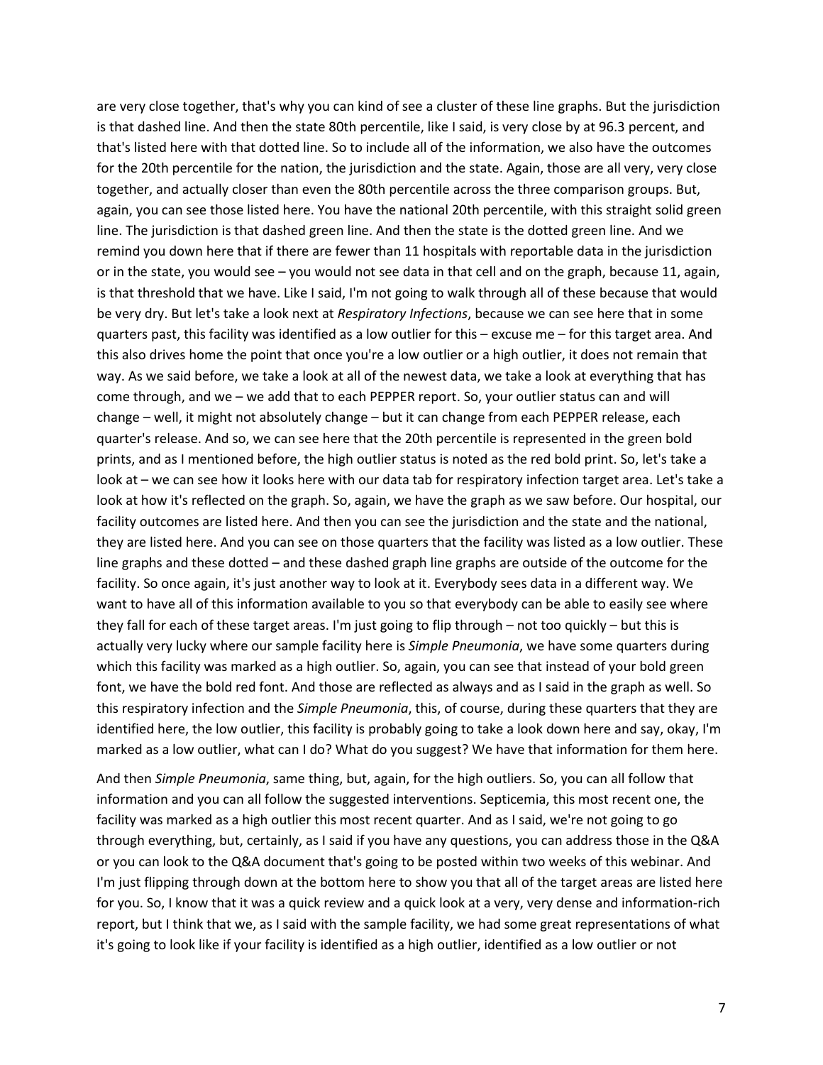are very close together, that's why you can kind of see a cluster of these line graphs. But the jurisdiction is that dashed line. And then the state 80th percentile, like I said, is very close by at 96.3 percent, and that's listed here with that dotted line. So to include all of the information, we also have the outcomes for the 20th percentile for the nation, the jurisdiction and the state. Again, those are all very, very close together, and actually closer than even the 80th percentile across the three comparison groups. But, again, you can see those listed here. You have the national 20th percentile, with this straight solid green line. The jurisdiction is that dashed green line. And then the state is the dotted green line. And we remind you down here that if there are fewer than 11 hospitals with reportable data in the jurisdiction or in the state, you would see – you would not see data in that cell and on the graph, because 11, again, is that threshold that we have. Like I said, I'm not going to walk through all of these because that would be very dry. But let's take a look next at *Respiratory Infections*, because we can see here that in some quarters past, this facility was identified as a low outlier for this – excuse me – for this target area. And this also drives home the point that once you're a low outlier or a high outlier, it does not remain that way. As we said before, we take a look at all of the newest data, we take a look at everything that has come through, and we – we add that to each PEPPER report. So, your outlier status can and will change – well, it might not absolutely change – but it can change from each PEPPER release, each quarter's release. And so, we can see here that the 20th percentile is represented in the green bold prints, and as I mentioned before, the high outlier status is noted as the red bold print. So, let's take a look at – we can see how it looks here with our data tab for respiratory infection target area. Let's take a look at how it's reflected on the graph. So, again, we have the graph as we saw before. Our hospital, our facility outcomes are listed here. And then you can see the jurisdiction and the state and the national, they are listed here. And you can see on those quarters that the facility was listed as a low outlier. These line graphs and these dotted – and these dashed graph line graphs are outside of the outcome for the facility. So once again, it's just another way to look at it. Everybody sees data in a different way. We want to have all of this information available to you so that everybody can be able to easily see where they fall for each of these target areas. I'm just going to flip through – not too quickly – but this is actually very lucky where our sample facility here is *Simple Pneumonia*, we have some quarters during which this facility was marked as a high outlier. So, again, you can see that instead of your bold green font, we have the bold red font. And those are reflected as always and as I said in the graph as well. So this respiratory infection and the *Simple Pneumonia*, this, of course, during these quarters that they are identified here, the low outlier, this facility is probably going to take a look down here and say, okay, I'm marked as a low outlier, what can I do? What do you suggest? We have that information for them here.

And then *Simple Pneumonia*, same thing, but, again, for the high outliers. So, you can all follow that information and you can all follow the suggested interventions. Septicemia, this most recent one, the facility was marked as a high outlier this most recent quarter. And as I said, we're not going to go through everything, but, certainly, as I said if you have any questions, you can address those in the Q&A or you can look to the Q&A document that's going to be posted within two weeks of this webinar. And I'm just flipping through down at the bottom here to show you that all of the target areas are listed here for you. So, I know that it was a quick review and a quick look at a very, very dense and information-rich report, but I think that we, as I said with the sample facility, we had some great representations of what it's going to look like if your facility is identified as a high outlier, identified as a low outlier or not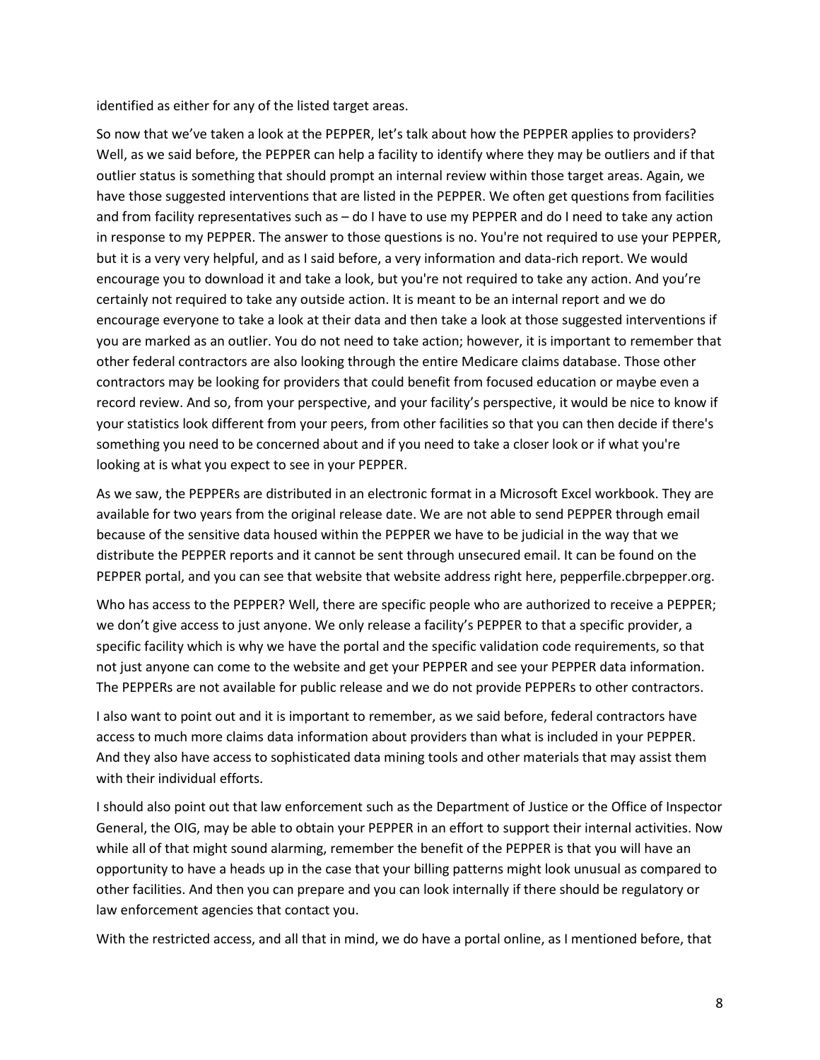identified as either for any of the listed target areas.

So now that we've taken a look at the PEPPER, let's talk about how the PEPPER applies to providers? Well, as we said before, the PEPPER can help a facility to identify where they may be outliers and if that outlier status is something that should prompt an internal review within those target areas. Again, we have those suggested interventions that are listed in the PEPPER. We often get questions from facilities and from facility representatives such as – do I have to use my PEPPER and do I need to take any action in response to my PEPPER. The answer to those questions is no. You're not required to use your PEPPER, but it is a very very helpful, and as I said before, a very information and data-rich report. We would encourage you to download it and take a look, but you're not required to take any action. And you're certainly not required to take any outside action. It is meant to be an internal report and we do encourage everyone to take a look at their data and then take a look at those suggested interventions if you are marked as an outlier. You do not need to take action; however, it is important to remember that other federal contractors are also looking through the entire Medicare claims database. Those other contractors may be looking for providers that could benefit from focused education or maybe even a record review. And so, from your perspective, and your facility's perspective, it would be nice to know if your statistics look different from your peers, from other facilities so that you can then decide if there's something you need to be concerned about and if you need to take a closer look or if what you're looking at is what you expect to see in your PEPPER.

As we saw, the PEPPERs are distributed in an electronic format in a Microsoft Excel workbook. They are available for two years from the original release date. We are not able to send PEPPER through email because of the sensitive data housed within the PEPPER we have to be judicial in the way that we distribute the PEPPER reports and it cannot be sent through unsecured email. It can be found on the PEPPER portal, and you can see that website that website address right here, pepperfile.cbrpepper.org.

Who has access to the PEPPER? Well, there are specific people who are authorized to receive a PEPPER; we don't give access to just anyone. We only release a facility's PEPPER to that a specific provider, a specific facility which is why we have the portal and the specific validation code requirements, so that not just anyone can come to the website and get your PEPPER and see your PEPPER data information. The PEPPERs are not available for public release and we do not provide PEPPERs to other contractors.

I also want to point out and it is important to remember, as we said before, federal contractors have access to much more claims data information about providers than what is included in your PEPPER. And they also have access to sophisticated data mining tools and other materials that may assist them with their individual efforts.

I should also point out that law enforcement such as the Department of Justice or the Office of Inspector General, the OIG, may be able to obtain your PEPPER in an effort to support their internal activities. Now while all of that might sound alarming, remember the benefit of the PEPPER is that you will have an opportunity to have a heads up in the case that your billing patterns might look unusual as compared to other facilities. And then you can prepare and you can look internally if there should be regulatory or law enforcement agencies that contact you.

With the restricted access, and all that in mind, we do have a portal online, as I mentioned before, that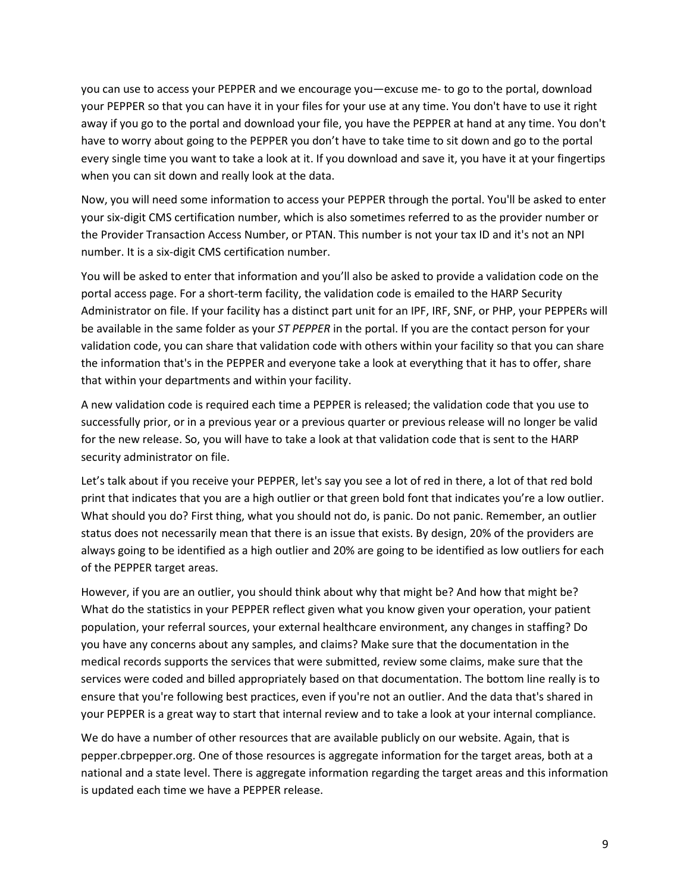you can use to access your PEPPER and we encourage you—excuse me- to go to the portal, download your PEPPER so that you can have it in your files for your use at any time. You don't have to use it right away if you go to the portal and download your file, you have the PEPPER at hand at any time. You don't have to worry about going to the PEPPER you don't have to take time to sit down and go to the portal every single time you want to take a look at it. If you download and save it, you have it at your fingertips when you can sit down and really look at the data.

Now, you will need some information to access your PEPPER through the portal. You'll be asked to enter your six-digit CMS certification number, which is also sometimes referred to as the provider number or the Provider Transaction Access Number, or PTAN. This number is not your tax ID and it's not an NPI number. It is a six-digit CMS certification number.

You will be asked to enter that information and you'll also be asked to provide a validation code on the portal access page. For a short-term facility, the validation code is emailed to the HARP Security Administrator on file. If your facility has a distinct part unit for an IPF, IRF, SNF, or PHP, your PEPPERs will be available in the same folder as your *ST PEPPER* in the portal. If you are the contact person for your validation code, you can share that validation code with others within your facility so that you can share the information that's in the PEPPER and everyone take a look at everything that it has to offer, share that within your departments and within your facility.

A new validation code is required each time a PEPPER is released; the validation code that you use to successfully prior, or in a previous year or a previous quarter or previous release will no longer be valid for the new release. So, you will have to take a look at that validation code that is sent to the HARP security administrator on file.

Let's talk about if you receive your PEPPER, let's say you see a lot of red in there, a lot of that red bold print that indicates that you are a high outlier or that green bold font that indicates you're a low outlier. What should you do? First thing, what you should not do, is panic. Do not panic. Remember, an outlier status does not necessarily mean that there is an issue that exists. By design, 20% of the providers are always going to be identified as a high outlier and 20% are going to be identified as low outliers for each of the PEPPER target areas.

However, if you are an outlier, you should think about why that might be? And how that might be? What do the statistics in your PEPPER reflect given what you know given your operation, your patient population, your referral sources, your external healthcare environment, any changes in staffing? Do you have any concerns about any samples, and claims? Make sure that the documentation in the medical records supports the services that were submitted, review some claims, make sure that the services were coded and billed appropriately based on that documentation. The bottom line really is to ensure that you're following best practices, even if you're not an outlier. And the data that's shared in your PEPPER is a great way to start that internal review and to take a look at your internal compliance.

We do have a number of other resources that are available publicly on our website. Again, that is pepper.cbrpepper.org. One of those resources is aggregate information for the target areas, both at a national and a state level. There is aggregate information regarding the target areas and this information is updated each time we have a PEPPER release.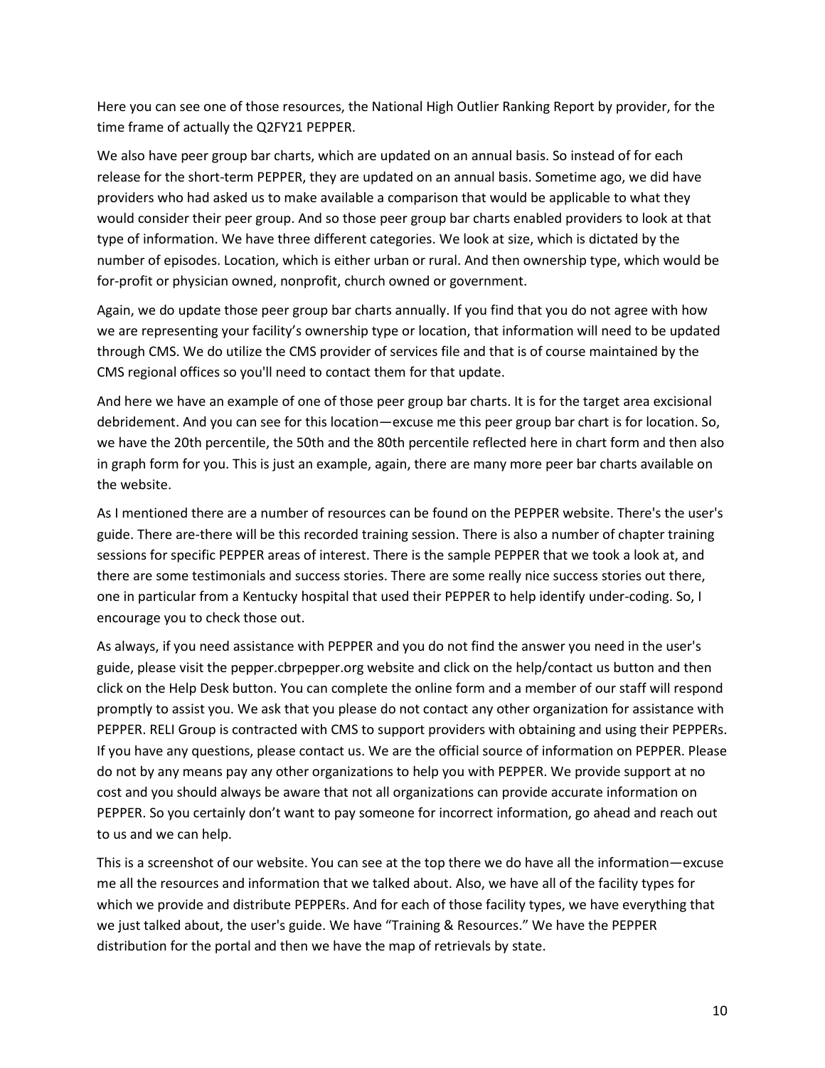Here you can see one of those resources, the National High Outlier Ranking Report by provider, for the time frame of actually the Q2FY21 PEPPER.

We also have peer group bar charts, which are updated on an annual basis. So instead of for each release for the short-term PEPPER, they are updated on an annual basis. Sometime ago, we did have providers who had asked us to make available a comparison that would be applicable to what they would consider their peer group. And so those peer group bar charts enabled providers to look at that type of information. We have three different categories. We look at size, which is dictated by the number of episodes. Location, which is either urban or rural. And then ownership type, which would be for-profit or physician owned, nonprofit, church owned or government.

Again, we do update those peer group bar charts annually. If you find that you do not agree with how we are representing your facility's ownership type or location, that information will need to be updated through CMS. We do utilize the CMS provider of services file and that is of course maintained by the CMS regional offices so you'll need to contact them for that update.

And here we have an example of one of those peer group bar charts. It is for the target area excisional debridement. And you can see for this location—excuse me this peer group bar chart is for location. So, we have the 20th percentile, the 50th and the 80th percentile reflected here in chart form and then also in graph form for you. This is just an example, again, there are many more peer bar charts available on the website.

As I mentioned there are a number of resources can be found on the PEPPER website. There's the user's guide. There are-there will be this recorded training session. There is also a number of chapter training sessions for specific PEPPER areas of interest. There is the sample PEPPER that we took a look at, and there are some testimonials and success stories. There are some really nice success stories out there, one in particular from a Kentucky hospital that used their PEPPER to help identify under-coding. So, I encourage you to check those out.

As always, if you need assistance with PEPPER and you do not find the answer you need in the user's guide, please visit the pepper.cbrpepper.org website and click on the help/contact us button and then click on the Help Desk button. You can complete the online form and a member of our staff will respond promptly to assist you. We ask that you please do not contact any other organization for assistance with PEPPER. RELI Group is contracted with CMS to support providers with obtaining and using their PEPPERs. If you have any questions, please contact us. We are the official source of information on PEPPER. Please do not by any means pay any other organizations to help you with PEPPER. We provide support at no cost and you should always be aware that not all organizations can provide accurate information on PEPPER. So you certainly don't want to pay someone for incorrect information, go ahead and reach out to us and we can help.

This is a screenshot of our website. You can see at the top there we do have all the information—excuse me all the resources and information that we talked about. Also, we have all of the facility types for which we provide and distribute PEPPERs. And for each of those facility types, we have everything that we just talked about, the user's guide. We have "Training & Resources." We have the PEPPER distribution for the portal and then we have the map of retrievals by state.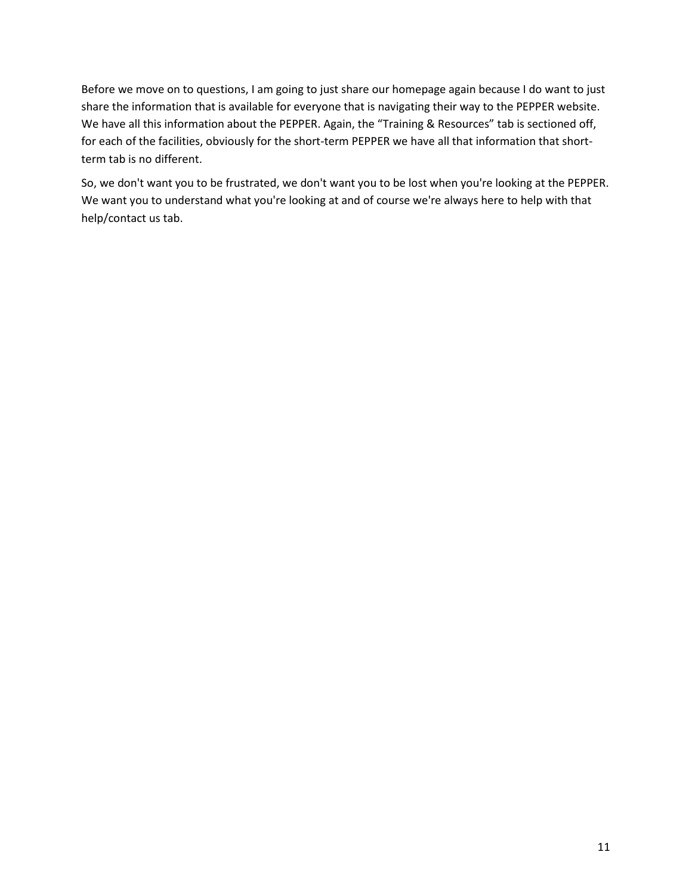Before we move on to questions, I am going to just share our homepage again because I do want to just share the information that is available for everyone that is navigating their way to the PEPPER website. We have all this information about the PEPPER. Again, the "Training & Resources" tab is sectioned off, for each of the facilities, obviously for the short-term PEPPER we have all that information that short-term tab is no different.

So, we don't want you to be frustrated, we don't want you to be lost when you're looking at the PEPPER. We want you to understand what you're looking at and of course we're always here to help with that help/contact us tab.